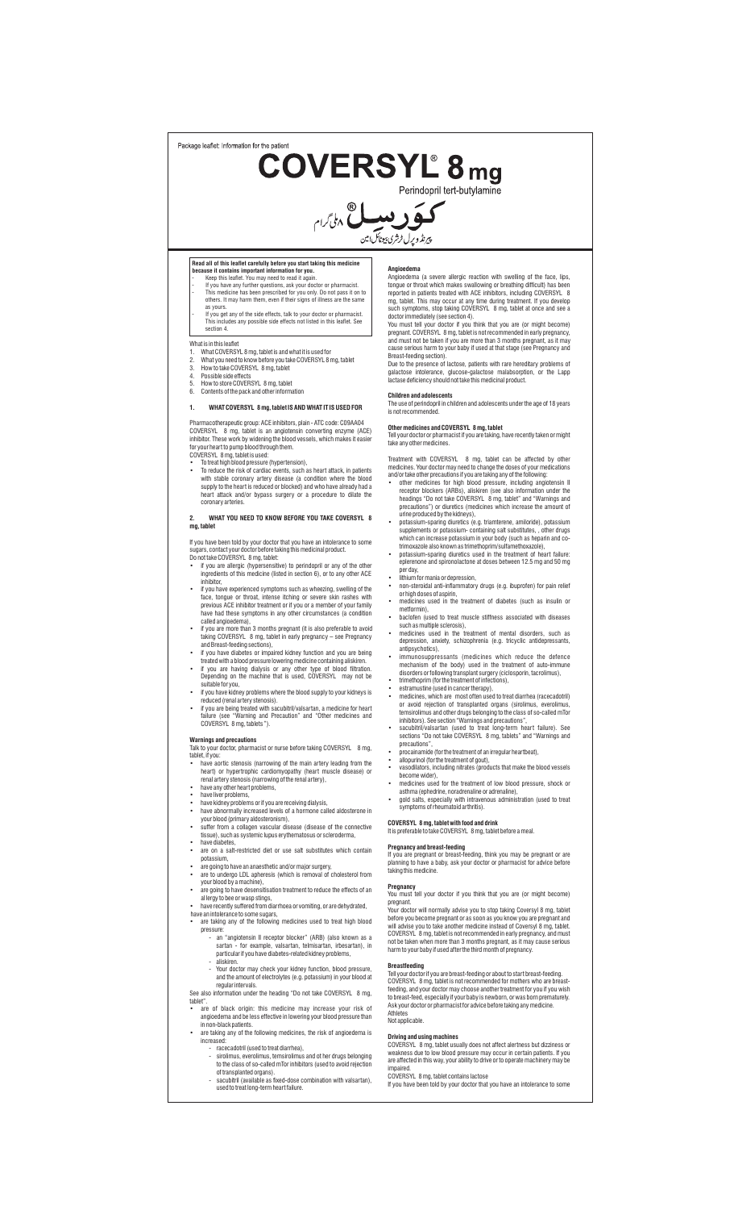Package leaflet: Information for the patient

# COVERSYL® 8 mg

Perindopril tert-butylamine

کوَرسِل® ۸ملی گرام

پیرنڈوپرل ٹرشری بیوٹائل امین

**Read all of this leaflet carefully before you start taking this medicine because it contains important information for you.**

- Keep this leaflet. You may need to read it again.
- If you have any further questions, ask your doctor or pharmacist.
- This medicine has been prescribed for you only. Do not pass it on to others. It may harm them, even if their signs of illness are the same as yours.
- If you get any of the side effects, talk to your doctor or pharmacist. This includes any possible side effects not listed in this leaflet. See section 4.

What is in this leaflet

1. What COVERSYL 8 mg, tablet is and what it is used for
2. What you need to know before you take COVERSYL 8 mg, tablet
3. How to take COVERSYL 8 mg, tablet
4. Possible side effects
5. How to store COVERSYL 8 mg, tablet
6. Contents of the pack and other information

## 1. WHAT COVERSYL 8 mg, tablet IS AND WHAT IT IS USED FOR

Pharmacotherapeutic group: ACE inhibitors, plain - ATC code: C09AA04

COVERSYL 8 mg, tablet is an angiotensin converting enzyme (ACE) inhibitor. These work by widening the blood vessels, which makes it easier for your heart to pump blood through them.

COVERSYL 8 mg, tablet is used:

- To treat high blood pressure (hypertension),
- To reduce the risk of cardiac events, such as heart attack, in patients with stable coronary artery disease (a condition where the blood supply to the heart is reduced or blocked) and who have already had a heart attack and/or bypass surgery or a procedure to dilate the coronary arteries.

## 2. WHAT YOU NEED TO KNOW BEFORE YOU TAKE COVERSYL 8 mg, tablet

If you have been told by your doctor that you have an intolerance to some sugars, contact your doctor before taking this medicinal product.

Do not take COVERSYL 8 mg, tablet:

- if you are allergic (hypersensitive) to perindopril or any of the other ingredients of this medicine (listed in section 6), or to any other ACE inhibitor,
- if you have experienced symptoms such as wheezing, swelling of the face, tongue or throat, intense itching or severe skin rashes with previous ACE inhibitor treatment or if you or a member of your family have had these symptoms in any other circumstances (a condition called angioedema),
- if you are more than 3 months pregnant (it is also preferable to avoid taking COVERSYL 8 mg, tablet in early pregnancy – see Pregnancy and Breast-feeding sections),
- if you have diabetes or impaired kidney function and you are being treated with a blood pressure lowering medicine containing aliskiren.
- if you are having dialysis or any other type of blood filtration. Depending on the machine that is used, COVERSYL may not be suitable for you,
- if you have kidney problems where the blood supply to your kidneys is reduced (renal artery stenosis).
- if you are being treated with sacubitril/valsartan, a medicine for heart failure (see "Warning and Precaution" and "Other medicines and COVERSYL 8 mg, tablets ").

### Warnings and precautions

Talk to your doctor, pharmacist or nurse before taking COVERSYL 8 mg, tablet, if you:

- have aortic stenosis (narrowing of the main artery leading from the heart) or hypertrophic cardiomyopathy (heart muscle disease) or renal artery stenosis (narrowing of the renal artery),
- have any other heart problems,
- have liver problems,
- have kidney problems or if you are receiving dialysis,
- have abnormally increased levels of a hormone called aldosterone in your blood (primary aldosteronism),
- suffer from a collagen vascular disease (disease of the connective tissue), such as systemic lupus erythematosus or scleroderma,
- have diabetes,
- are on a salt-restricted diet or use salt substitutes which contain potassium,
- are going to have an anaesthetic and/or major surgery,
- are to undergo LDL apheresis (which is removal of cholesterol from your blood by a machine),
- are going to have desensitisation treatment to reduce the effects of an allergy to bee or wasp stings,
- have recently suffered from diarrhoea or vomiting, or are dehydrated, have an intolerance to some sugars,
- are taking any of the following medicines used to treat high blood pressure:
  - an "angiotensin II receptor blocker" (ARB) (also known as a sartan - for example, valsartan, telmisartan, irbesartan), in particular if you have diabetes-related kidney problems,
  - aliskiren.
  - Your doctor may check your kidney function, blood pressure, and the amount of electrolytes (e.g. potassium) in your blood at regular intervals.

See also information under the heading "Do not take COVERSYL 8 mg, tablet".

- are of black origin: this medicine may increase your risk of angioedema and be less effective in lowering your blood pressure than in non-black patients.
- are taking any of the following medicines, the risk of angioedema is increased:
  - racecadotril (used to treat diarrhea),
  - sirolimus, everolimus, temsirolimus and ot her drugs belonging to the class of so-called mTor inhibitors (used to avoid rejection of transplanted organs).
  - sacubitril (available as fixed-dose combination with valsartan), used to treat long-term heart failure.

### Angioedema

Angioedema (a severe allergic reaction with swelling of the face, lips, tongue or throat which makes swallowing or breathing difficult) has been reported in patients treated with ACE inhibitors, including COVERSYL 8 mg, tablet. This may occur at any time during treatment. If you develop such symptoms, stop taking COVERSYL 8 mg, tablet at once and see a doctor immediately (see section 4).

You must tell your doctor if you think that you are (or might become) pregnant. COVERSYL 8 mg, tablet is not recommended in early pregnancy, and must not be taken if you are more than 3 months pregnant, as it may cause serious harm to your baby if used at that stage (see Pregnancy and Breast-feeding section).

Due to the presence of lactose, patients with rare hereditary problems of galactose intolerance, glucose-galactose malabsorption, or the Lapp lactase deficiency should not take this medicinal product.

### Children and adolescents

The use of perindopril in children and adolescents under the age of 18 years is not recommended.

### Other medicines and COVERSYL 8 mg, tablet

Tell your doctor or pharmacist if you are taking, have recently taken or might take any other medicines.

Treatment with COVERSYL 8 mg, tablet can be affected by other medicines. Your doctor may need to change the doses of your medications and/or take other precautions if you are taking any of the following:

- other medicines for high blood pressure, including angiotensin II receptor blockers (ARBs), aliskiren (see also information under the headings "Do not take COVERSYL 8 mg, tablet" and "Warnings and precautions") or diuretics (medicines which increase the amount of urine produced by the kidneys),
- potassium-sparing diuretics (e.g. triamterene, amiloride), potassium supplements or potassium- containing salt substitutes, , other drugs which can increase potassium in your body (such as heparin and co-trimoxazole also known as trimethoprim/sulfamethoxazole),
- potassium-sparing diuretics used in the treatment of heart failure: eplerenone and spironolactone at doses between 12.5 mg and 50 mg per day,
- lithium for mania or depression,
- non-steroidal anti-inflammatory drugs (e.g. ibuprofen) for pain relief or high doses of aspirin,
- medicines used in the treatment of diabetes (such as insulin or metformin),
- baclofen (used to treat muscle stiffness associated with diseases such as multiple sclerosis),
- medicines used in the treatment of mental disorders, such as depression, anxiety, schizophrenia (e.g. tricyclic antidepressants, antipsychotics),
- immunosuppressants (medicines which reduce the defence mechanism of the body) used in the treatment of auto-immune disorders or following transplant surgery (ciclosporin, tacrolimus),
- trimethoprim (for the treatment of infections),
- estramustine (used in cancer therapy),
- medicines, which are most often used to treat diarrhea (racecadotril) or avoid rejection of transplanted organs (sirolimus, everolimus, temsirolimus and other drugs belonging to the class of so-called mTor inhibitors). See section "Warnings and precautions",
- sacubitril/valsartan (used to treat long-term heart failure). See sections "Do not take COVERSYL 8 mg, tablets" and "Warnings and precautions".
- procainamide (for the treatment of an irregular heartbeat),
- allopurinol (for the treatment of gout),
- vasodilators, including nitrates (products that make the blood vessels become wider),
- medicines used for the treatment of low blood pressure, shock or asthma (ephedrine, noradrenaline or adrenaline),
- gold salts, especially with intravenous administration (used to treat symptoms of rheumatoid arthritis).

### COVERSYL 8 mg, tablet with food and drink

It is preferable to take COVERSYL 8 mg, tablet before a meal.

### Pregnancy and breast-feeding

If you are pregnant or breast-feeding, think you may be pregnant or are planning to have a baby, ask your doctor or pharmacist for advice before taking this medicine.

### Pregnancy

You must tell your doctor if you think that you are (or might become) pregnant.

Your doctor will normally advise you to stop taking Coversyl 8 mg, tablet before you become pregnant or as soon as you know you are pregnant and will advise you to take another medicine instead of Coversyl 8 mg, tablet. COVERSYL 8 mg, tablet is not recommended in early pregnancy, and must not be taken when more than 3 months pregnant, as it may cause serious harm to your baby if used after the third month of pregnancy.

### Breastfeeding

Tell your doctor if you are breast-feeding or about to start breast-feeding. COVERSYL 8 mg, tablet is not recommended for mothers who are breast-feeding, and your doctor may choose another treatment for you if you wish to breast-feed, especially if your baby is newborn, or was born prematurely. Ask your doctor or pharmacist for advice before taking any medicine.

Athletes

Not applicable.

### Driving and using machines

COVERSYL 8 mg, tablet usually does not affect alertness but dizziness or weakness due to low blood pressure may occur in certain patients. If you are affected in this way, your ability to drive or to operate machinery may be impaired.

COVERSYL 8 mg, tablet contains lactose

If you have been told by your doctor that you have an intolerance to some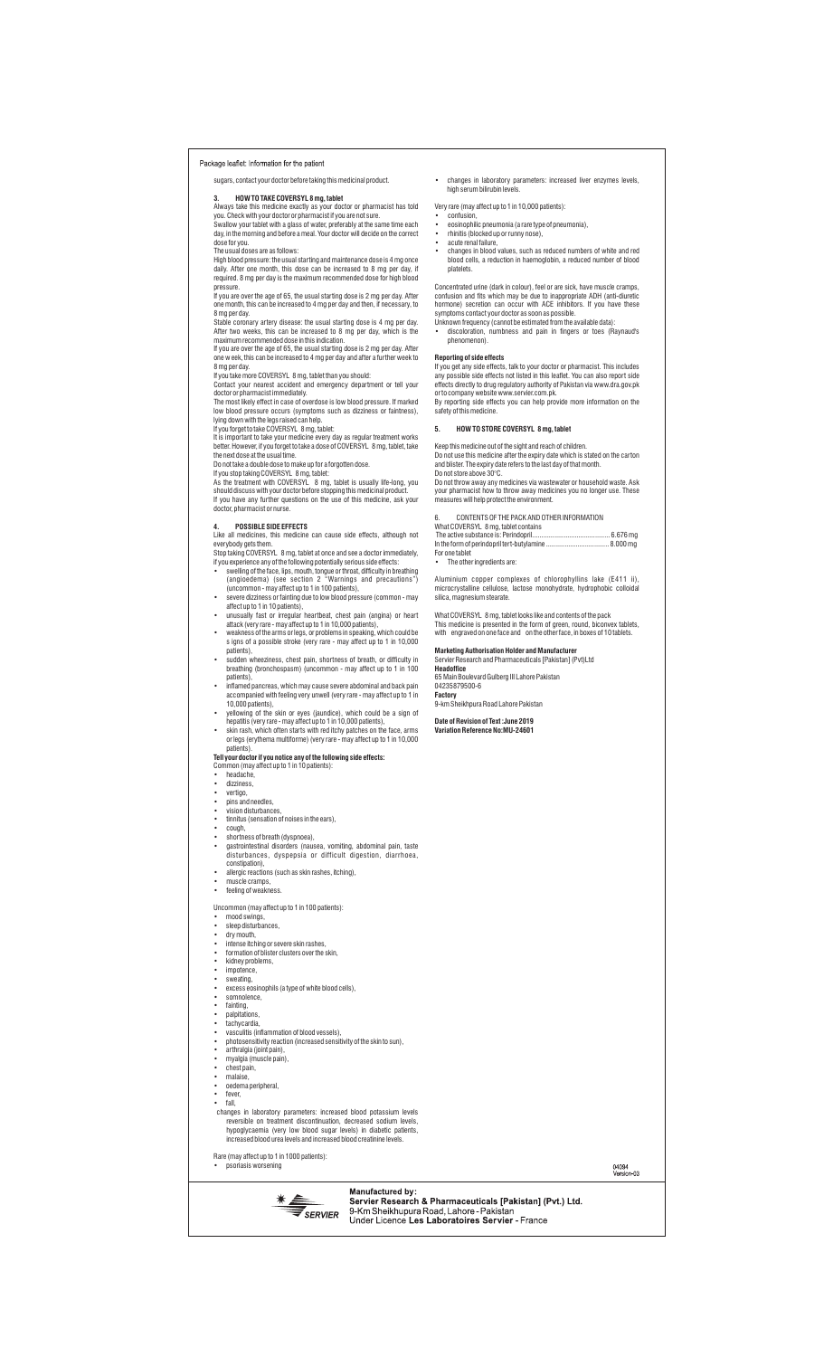Package leaflet: Information for the patient

sugars, contact your doctor before taking this medicinal product.

## 3. HOW TO TAKE COVERSYL 8 mg, tablet

Always take this medicine exactly as your doctor or pharmacist has told you. Check with your doctor or pharmacist if you are not sure.

Swallow your tablet with a glass of water, preferably at the same time each day, in the morning and before a meal. Your doctor will decide on the correct dose for you.

The usual doses are as follows:

High blood pressure: the usual starting and maintenance dose is 4 mg once daily. After one month, this dose can be increased to 8 mg per day, if required. 8 mg per day is the maximum recommended dose for high blood pressure.

If you are over the age of 65, the usual starting dose is 2 mg per day. After one month, this can be increased to 4 mg per day and then, if necessary, to 8 mg per day.

Stable coronary artery disease: the usual starting dose is 4 mg per day. After two weeks, this can be increased to 8 mg per day, which is the maximum recommended dose in this indication.

If you are over the age of 65, the usual starting dose is 2 mg per day. After one week, this can be increased to 4 mg per day and after a further week to 8 mg per day.

If you take more COVERSYL 8 mg, tablet than you should:

Contact your nearest accident and emergency department or tell your doctor or pharmacist immediately.

The most likely effect in case of overdose is low blood pressure. If marked low blood pressure occurs (symptoms such as dizziness or faintness), lying down with the legs raised can help.

If you forget to take COVERSYL 8 mg, tablet:

It is important to take your medicine every day as regular treatment works better. However, if you forget to take a dose of COVERSYL 8 mg, tablet, take the next dose at the usual time.

Do not take a double dose to make up for a forgotten dose.

If you stop taking COVERSYL 8 mg, tablet:

As the treatment with COVERSYL 8 mg, tablet is usually life-long, you should discuss with your doctor before stopping this medicinal product.

If you have any further questions on the use of this medicine, ask your doctor, pharmacist or nurse.

## 4. POSSIBLE SIDE EFFECTS

Like all medicines, this medicine can cause side effects, although not everybody gets them.

Stop taking COVERSYL 8 mg, tablet at once and see a doctor immediately, if you experience any of the following potentially serious side effects:

- swelling of the face, lips, mouth, tongue or throat, difficulty in breathing (angioedema) (see section 2 "Warnings and precautions") (uncommon - may affect up to 1 in 100 patients),
- severe dizziness or fainting due to low blood pressure (common - may affect up to 1 in 10 patients),
- unusually fast or irregular heartbeat, chest pain (angina) or heart attack (very rare - may affect up to 1 in 10,000 patients),
- weakness of the arms or legs, or problems in speaking, which could be s igns of a possible stroke (very rare - may affect up to 1 in 10,000 patients),
- sudden wheeziness, chest pain, shortness of breath, or difficulty in breathing (bronchospasm) (uncommon - may affect up to 1 in 100 patients),
- inflamed pancreas, which may cause severe abdominal and back pain accompanied with feeling very unwell (very rare - may affect up to 1 in 10,000 patients),
- yellowing of the skin or eyes (jaundice), which could be a sign of hepatitis (very rare - may affect up to 1 in 10,000 patients),
- skin rash, which often starts with red itchy patches on the face, arms or legs (erythema multiforme) (very rare - may affect up to 1 in 10,000 patients).

**Tell your doctor if you notice any of the following side effects:**

Common (may affect up to 1 in 10 patients):

- headache,
- dizziness,
- vertigo,
- pins and needles,
- vision disturbances,
- tinnitus (sensation of noises in the ears),
- cough,
- shortness of breath (dyspnoea),
- gastrointestinal disorders (nausea, vomiting, abdominal pain, taste disturbances, dyspepsia or difficult digestion, diarrhoea, constipation),
- allergic reactions (such as skin rashes, itching),
- muscle cramps,
- feeling of weakness.

Uncommon (may affect up to 1 in 100 patients):

- mood swings,
- sleep disturbances,
- dry mouth,
- intense itching or severe skin rashes,
- formation of blister clusters over the skin,
- kidney problems,
- impotence,
- sweating,
- excess eosinophils (a type of white blood cells),
- somnolence,
- fainting,
- palpitations,
- tachycardia,
- vasculitis (inflammation of blood vessels),
- photosensitivity reaction (increased sensitivity of the skin to sun),
- arthralgia (joint pain),
- myalgia (muscle pain),
- chest pain,
- malaise,
- oedema peripheral,
- fever,
- fall,
- changes in laboratory parameters: increased blood potassium levels reversible on treatment discontinuation, decreased sodium levels, hypoglycaemia (very low blood sugar levels) in diabetic patients, increased blood urea levels and increased blood creatinine levels.

Rare (may affect up to 1 in 1000 patients):

- psoriasis worsening
- changes in laboratory parameters: increased liver enzymes levels, high serum bilirubin levels.

Very rare (may affect up to 1 in 10,000 patients):

- confusion,
- eosinophilic pneumonia (a rare type of pneumonia),
- rhinitis (blocked up or runny nose),
- acute renal failure,
- changes in blood values, such as reduced numbers of white and red blood cells, a reduction in haemoglobin, a reduced number of blood platelets.

Concentrated urine (dark in colour), feel or are sick, have muscle cramps, confusion and fits which may be due to inappropriate ADH (anti-diuretic hormone) secretion can occur with ACE inhibitors. If you have these symptoms contact your doctor as soon as possible.

Unknown frequency (cannot be estimated from the available data):

- discoloration, numbness and pain in fingers or toes (Raynaud's phenomenon).

**Reporting of side effects**

If you get any side effects, talk to your doctor or pharmacist. This includes any possible side effects not listed in this leaflet. You can also report side effects directly to drug regulatory authority of Pakistan via www.dra.gov.pk or to company website www.servier.com.pk.

By reporting side effects you can help provide more information on the safety of this medicine.

## 5. HOW TO STORE COVERSYL 8 mg, tablet

Keep this medicine out of the sight and reach of children.

Do not use this medicine after the expiry date which is stated on the carton and blister. The expiry date refers to the last day of that month.

Do not store above 30°C.

Do not throw away any medicines via wastewater or household waste. Ask your pharmacist how to throw away medicines you no longer use. These measures will help protect the environment.

## 6. CONTENTS OF THE PACK AND OTHER INFORMATION

What COVERSYL 8 mg, tablet contains

The active substance is: Perindopril.............................................. 6.676 mg

In the form of perindopril tert-butylamine ..................................... 8.000 mg

For one tablet

- The other ingredients are:

Aluminium copper complexes of chlorophyllins lake (E411 ii), microcrystalline cellulose, lactose monohydrate, hydrophobic colloidal silica, magnesium stearate.

What COVERSYL 8 mg, tablet looks like and contents of the pack

This medicine is presented in the form of green, round, biconvex tablets, with engraved on one face and on the other face, in boxes of 10 tablets.

**Marketing Authorisation Holder and Manufacturer**

Servier Research and Pharmaceuticals [Pakistan] (Pvt)Ltd

**Headoffice**

65 Main Boulevard Gulberg III Lahore Pakistan

04235879500-6

**Factory**

9-km Sheikhpura Road Lahore Pakistan

**Date of Revision of Text : June 2019**

**Variation Reference No:MU-24601**

04094
Version-03

**Manufactured by:**
**Servier Research & Pharmaceuticals [Pakistan] (Pvt.) Ltd.**
9-Km Sheikhupura Road, Lahore - Pakistan
Under Licence **Les Laboratoires Servier** - France